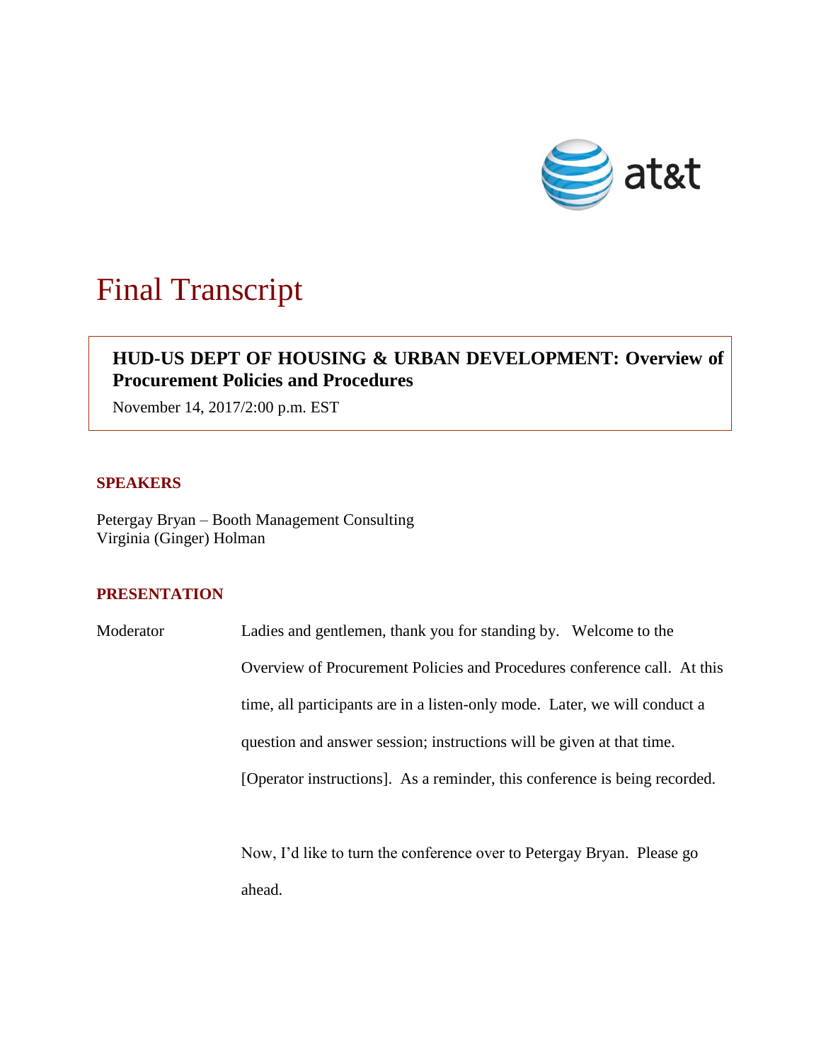# Final Transcript

**HUD-US DEPT OF HOUSING & URBAN DEVELOPMENT: Overview of Procurement Policies and Procedures**

November 14, 2017/2:00 p.m. EST

## SPEAKERS

Petergay Bryan – Booth Management Consulting
Virginia (Ginger) Holman

## PRESENTATION

Moderator: Ladies and gentlemen, thank you for standing by. Welcome to the Overview of Procurement Policies and Procedures conference call. At this time, all participants are in a listen-only mode. Later, we will conduct a question and answer session; instructions will be given at that time. [Operator instructions]. As a reminder, this conference is being recorded.

Now, I'd like to turn the conference over to Petergay Bryan. Please go ahead.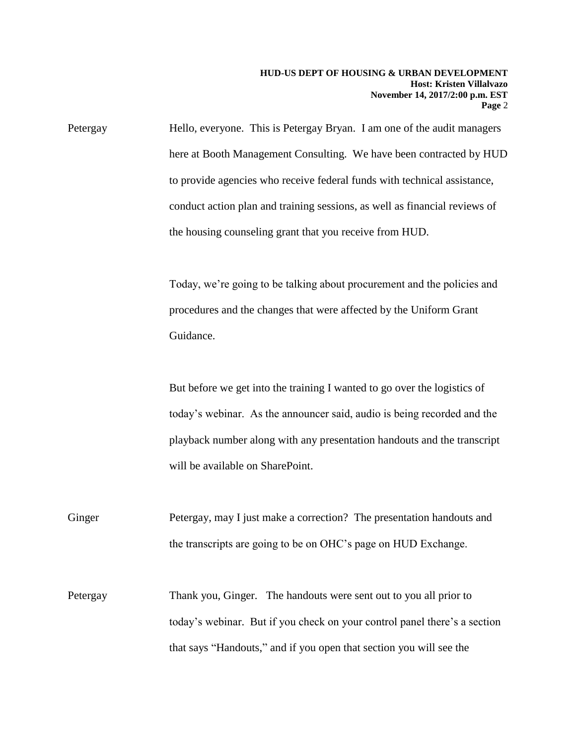Petergay Hello, everyone. This is Petergay Bryan. I am one of the audit managers here at Booth Management Consulting. We have been contracted by HUD to provide agencies who receive federal funds with technical assistance, conduct action plan and training sessions, as well as financial reviews of the housing counseling grant that you receive from HUD.

Today, we're going to be talking about procurement and the policies and procedures and the changes that were affected by the Uniform Grant Guidance.

But before we get into the training I wanted to go over the logistics of today's webinar. As the announcer said, audio is being recorded and the playback number along with any presentation handouts and the transcript will be available on SharePoint.

Ginger Petergay, may I just make a correction? The presentation handouts and the transcripts are going to be on OHC's page on HUD Exchange.

Petergay Thank you, Ginger. The handouts were sent out to you all prior to today's webinar. But if you check on your control panel there's a section that says "Handouts," and if you open that section you will see the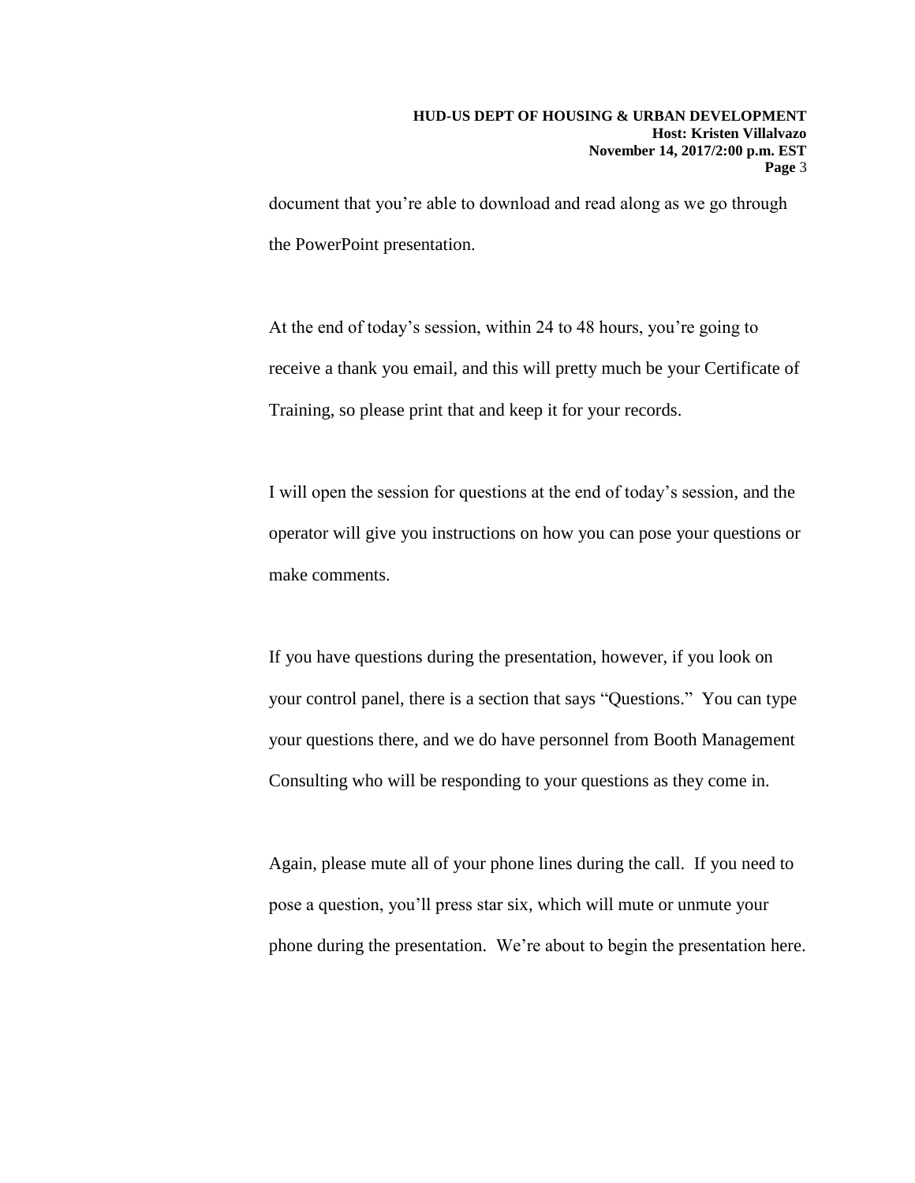document that you're able to download and read along as we go through the PowerPoint presentation.

At the end of today's session, within 24 to 48 hours, you're going to receive a thank you email, and this will pretty much be your Certificate of Training, so please print that and keep it for your records.

I will open the session for questions at the end of today's session, and the operator will give you instructions on how you can pose your questions or make comments.

If you have questions during the presentation, however, if you look on your control panel, there is a section that says "Questions." You can type your questions there, and we do have personnel from Booth Management Consulting who will be responding to your questions as they come in.

Again, please mute all of your phone lines during the call. If you need to pose a question, you'll press star six, which will mute or unmute your phone during the presentation. We're about to begin the presentation here.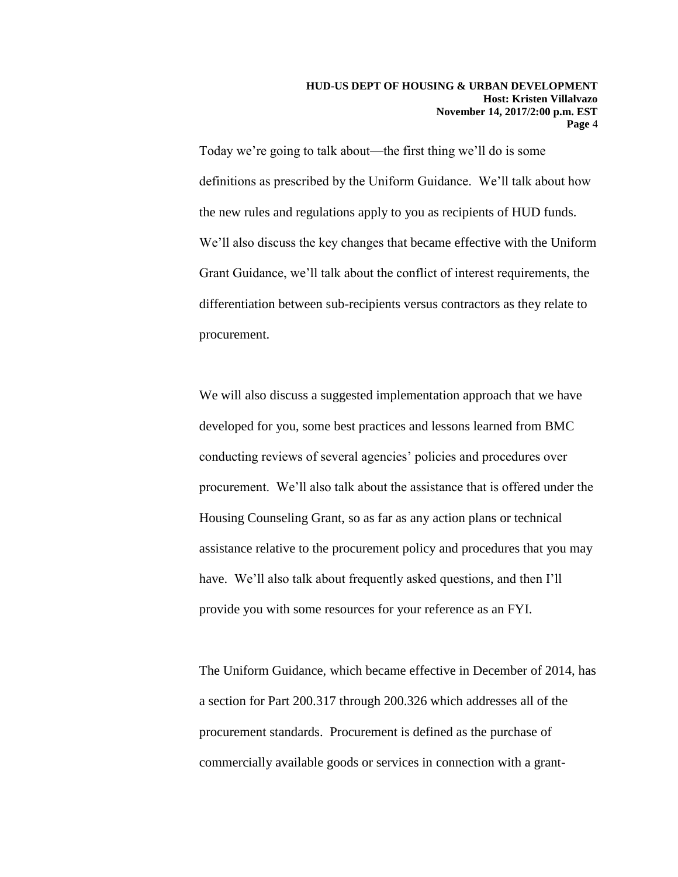Today we're going to talk about—the first thing we'll do is some definitions as prescribed by the Uniform Guidance. We'll talk about how the new rules and regulations apply to you as recipients of HUD funds. We'll also discuss the key changes that became effective with the Uniform Grant Guidance, we'll talk about the conflict of interest requirements, the differentiation between sub-recipients versus contractors as they relate to procurement.

We will also discuss a suggested implementation approach that we have developed for you, some best practices and lessons learned from BMC conducting reviews of several agencies' policies and procedures over procurement. We'll also talk about the assistance that is offered under the Housing Counseling Grant, so as far as any action plans or technical assistance relative to the procurement policy and procedures that you may have. We'll also talk about frequently asked questions, and then I'll provide you with some resources for your reference as an FYI.

The Uniform Guidance, which became effective in December of 2014, has a section for Part 200.317 through 200.326 which addresses all of the procurement standards. Procurement is defined as the purchase of commercially available goods or services in connection with a grant-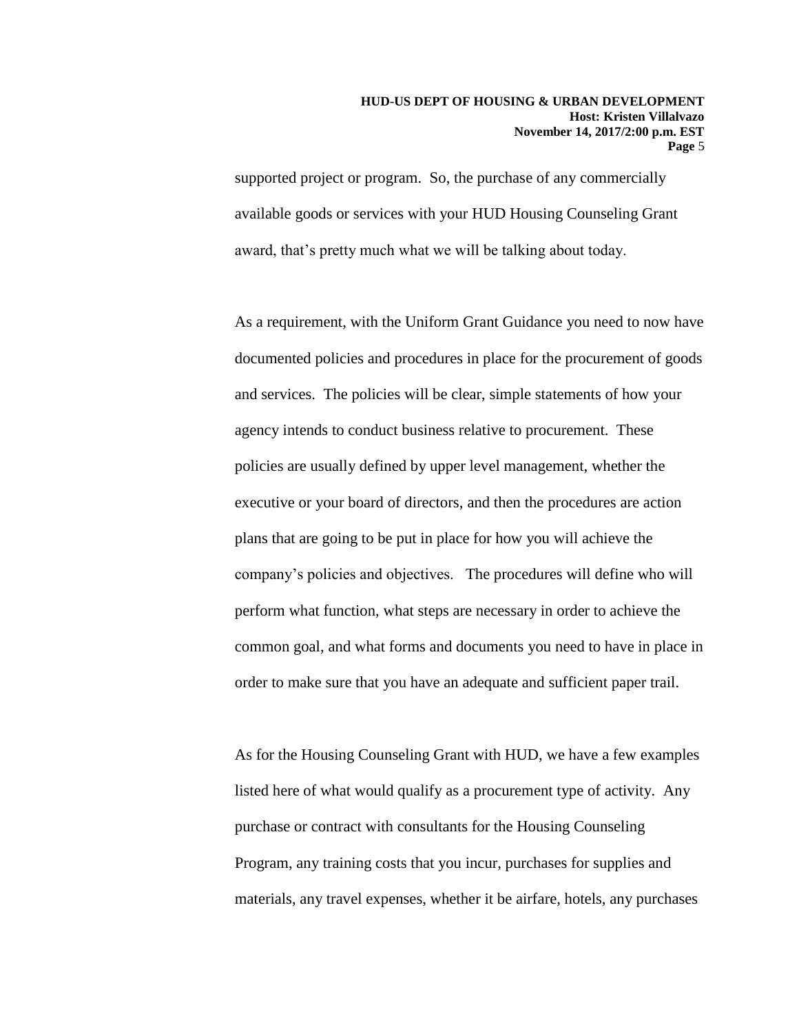supported project or program. So, the purchase of any commercially available goods or services with your HUD Housing Counseling Grant award, that's pretty much what we will be talking about today.

As a requirement, with the Uniform Grant Guidance you need to now have documented policies and procedures in place for the procurement of goods and services. The policies will be clear, simple statements of how your agency intends to conduct business relative to procurement. These policies are usually defined by upper level management, whether the executive or your board of directors, and then the procedures are action plans that are going to be put in place for how you will achieve the company's policies and objectives. The procedures will define who will perform what function, what steps are necessary in order to achieve the common goal, and what forms and documents you need to have in place in order to make sure that you have an adequate and sufficient paper trail.

As for the Housing Counseling Grant with HUD, we have a few examples listed here of what would qualify as a procurement type of activity. Any purchase or contract with consultants for the Housing Counseling Program, any training costs that you incur, purchases for supplies and materials, any travel expenses, whether it be airfare, hotels, any purchases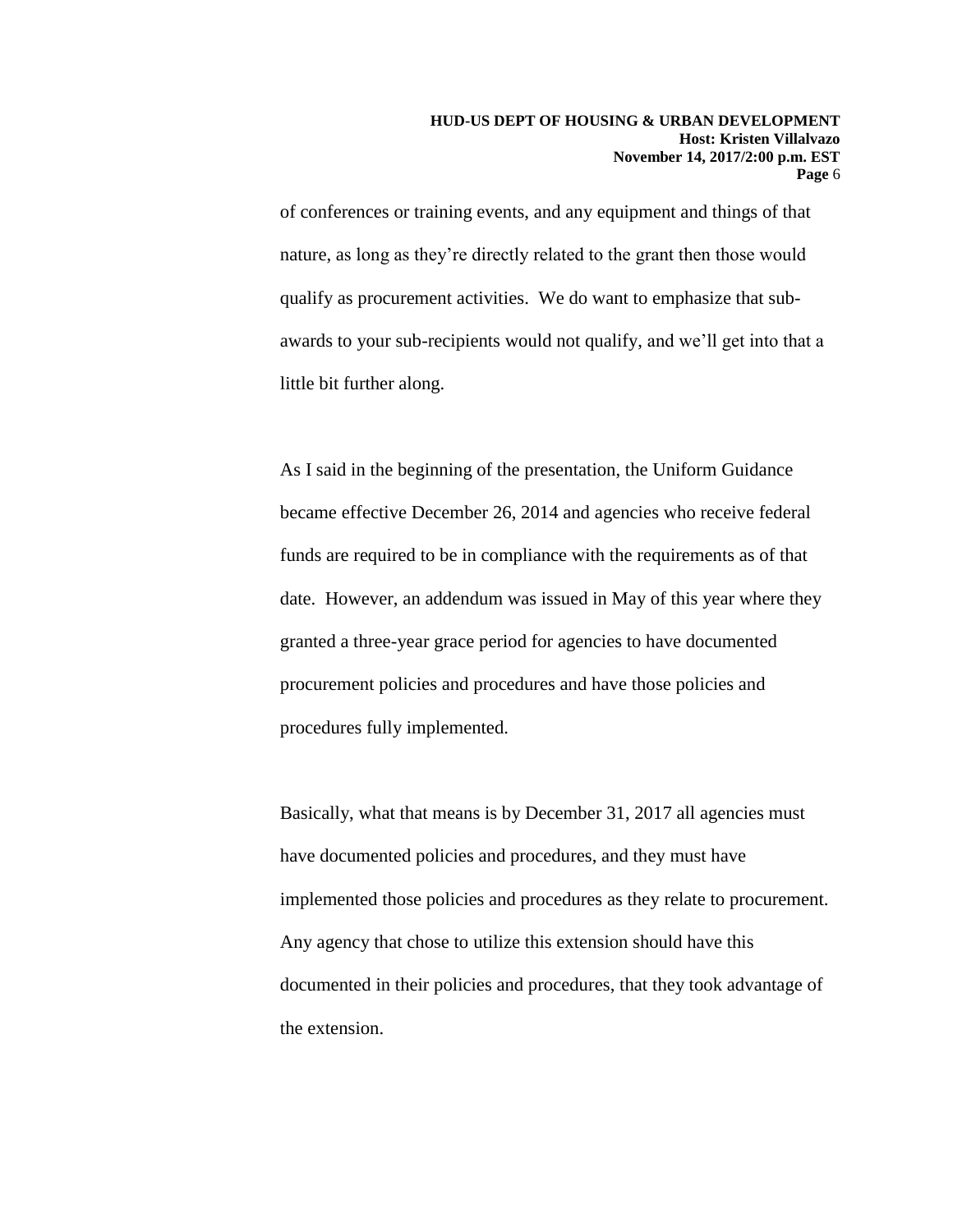of conferences or training events, and any equipment and things of that nature, as long as they're directly related to the grant then those would qualify as procurement activities. We do want to emphasize that sub-awards to your sub-recipients would not qualify, and we'll get into that a little bit further along.

As I said in the beginning of the presentation, the Uniform Guidance became effective December 26, 2014 and agencies who receive federal funds are required to be in compliance with the requirements as of that date. However, an addendum was issued in May of this year where they granted a three-year grace period for agencies to have documented procurement policies and procedures and have those policies and procedures fully implemented.

Basically, what that means is by December 31, 2017 all agencies must have documented policies and procedures, and they must have implemented those policies and procedures as they relate to procurement. Any agency that chose to utilize this extension should have this documented in their policies and procedures, that they took advantage of the extension.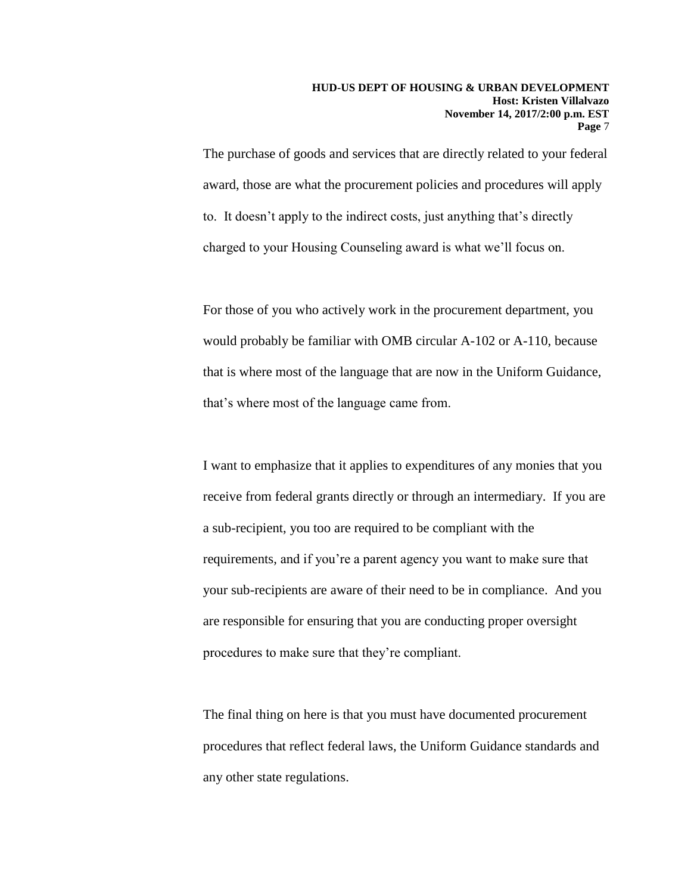The purchase of goods and services that are directly related to your federal award, those are what the procurement policies and procedures will apply to. It doesn't apply to the indirect costs, just anything that's directly charged to your Housing Counseling award is what we'll focus on.

For those of you who actively work in the procurement department, you would probably be familiar with OMB circular A-102 or A-110, because that is where most of the language that are now in the Uniform Guidance, that's where most of the language came from.

I want to emphasize that it applies to expenditures of any monies that you receive from federal grants directly or through an intermediary. If you are a sub-recipient, you too are required to be compliant with the requirements, and if you're a parent agency you want to make sure that your sub-recipients are aware of their need to be in compliance. And you are responsible for ensuring that you are conducting proper oversight procedures to make sure that they're compliant.

The final thing on here is that you must have documented procurement procedures that reflect federal laws, the Uniform Guidance standards and any other state regulations.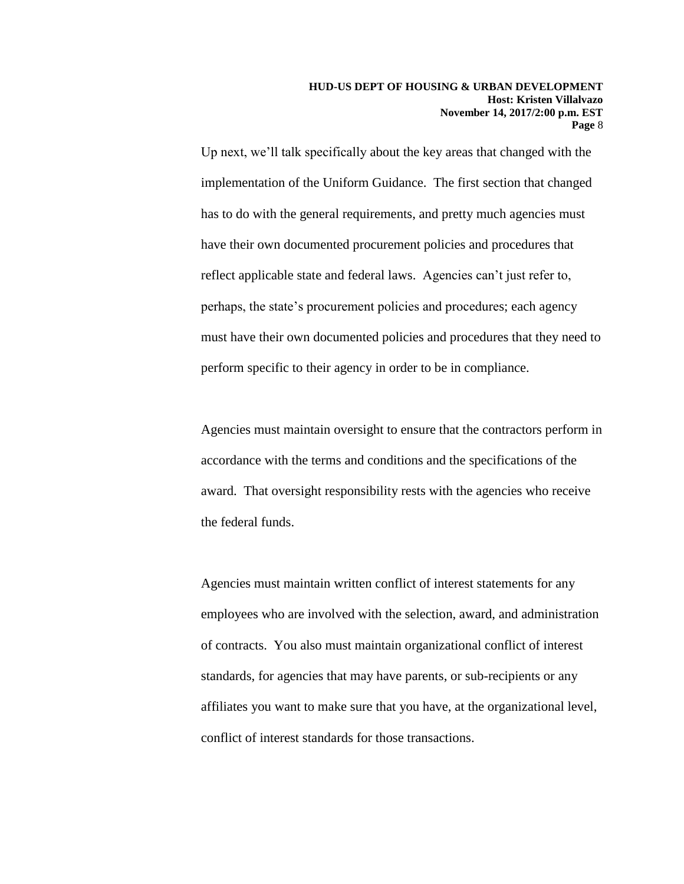Up next, we'll talk specifically about the key areas that changed with the implementation of the Uniform Guidance. The first section that changed has to do with the general requirements, and pretty much agencies must have their own documented procurement policies and procedures that reflect applicable state and federal laws. Agencies can't just refer to, perhaps, the state's procurement policies and procedures; each agency must have their own documented policies and procedures that they need to perform specific to their agency in order to be in compliance.

Agencies must maintain oversight to ensure that the contractors perform in accordance with the terms and conditions and the specifications of the award. That oversight responsibility rests with the agencies who receive the federal funds.

Agencies must maintain written conflict of interest statements for any employees who are involved with the selection, award, and administration of contracts. You also must maintain organizational conflict of interest standards, for agencies that may have parents, or sub-recipients or any affiliates you want to make sure that you have, at the organizational level, conflict of interest standards for those transactions.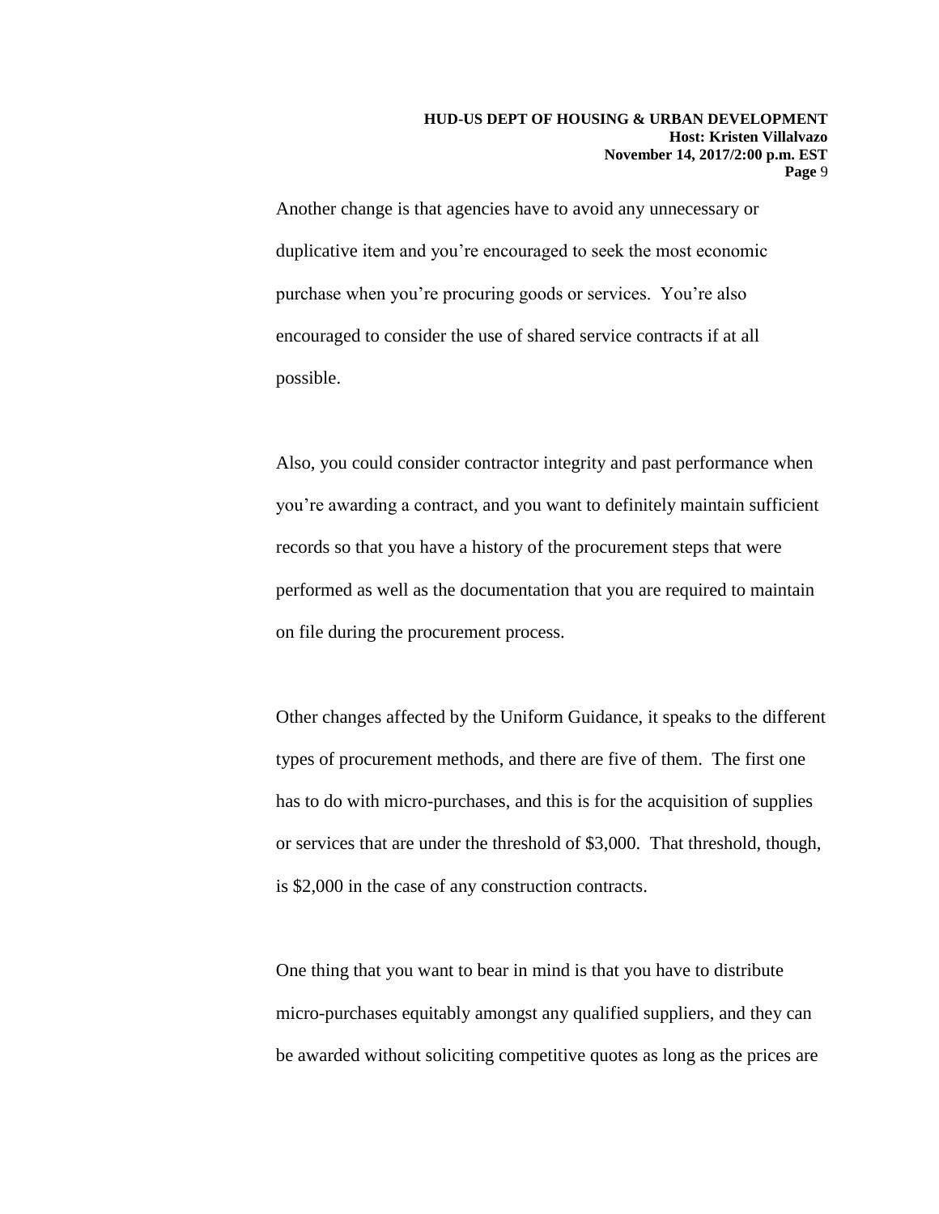Another change is that agencies have to avoid any unnecessary or duplicative item and you're encouraged to seek the most economic purchase when you're procuring goods or services. You're also encouraged to consider the use of shared service contracts if at all possible.

Also, you could consider contractor integrity and past performance when you're awarding a contract, and you want to definitely maintain sufficient records so that you have a history of the procurement steps that were performed as well as the documentation that you are required to maintain on file during the procurement process.

Other changes affected by the Uniform Guidance, it speaks to the different types of procurement methods, and there are five of them. The first one has to do with micro-purchases, and this is for the acquisition of supplies or services that are under the threshold of $3,000. That threshold, though, is $2,000 in the case of any construction contracts.

One thing that you want to bear in mind is that you have to distribute micro-purchases equitably amongst any qualified suppliers, and they can be awarded without soliciting competitive quotes as long as the prices are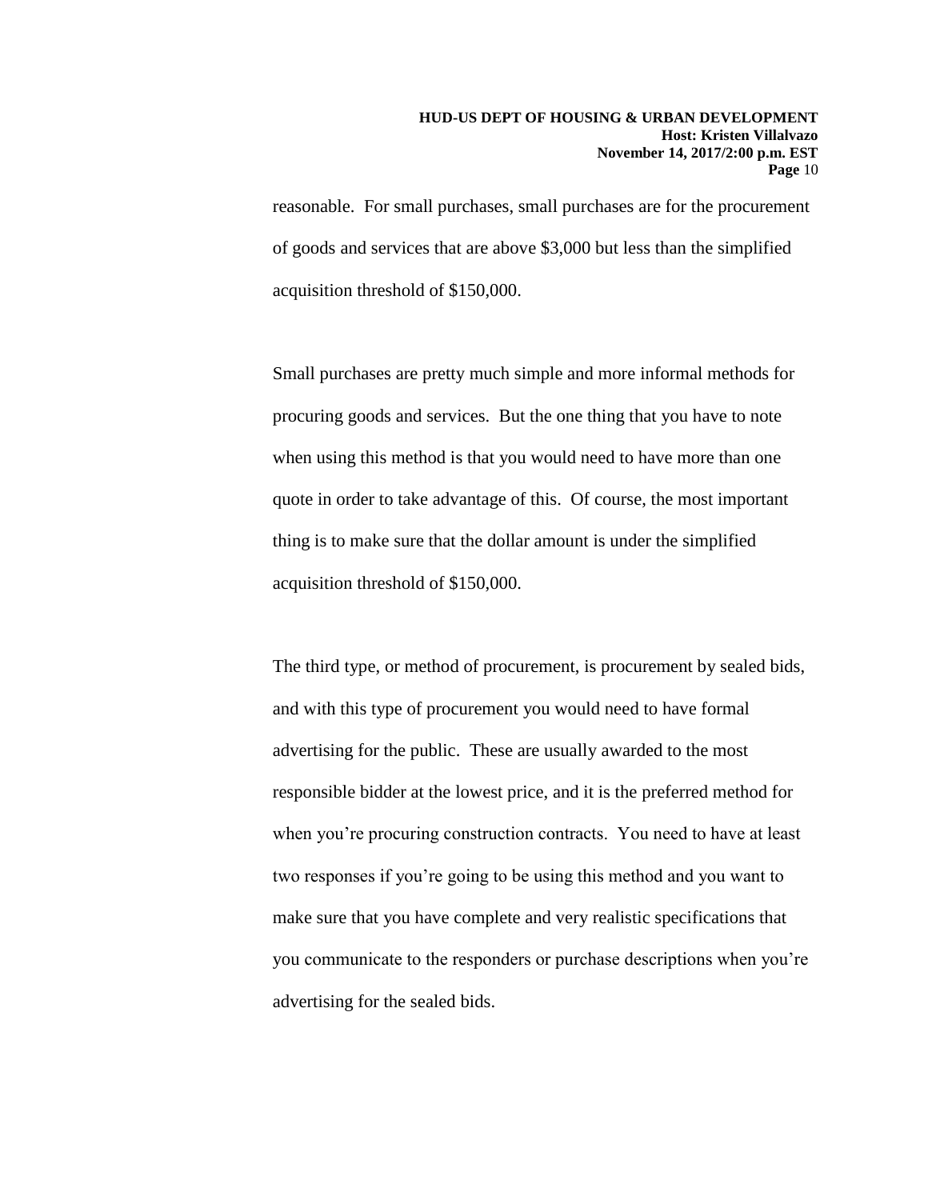reasonable. For small purchases, small purchases are for the procurement of goods and services that are above $3,000 but less than the simplified acquisition threshold of $150,000.

Small purchases are pretty much simple and more informal methods for procuring goods and services. But the one thing that you have to note when using this method is that you would need to have more than one quote in order to take advantage of this. Of course, the most important thing is to make sure that the dollar amount is under the simplified acquisition threshold of $150,000.

The third type, or method of procurement, is procurement by sealed bids, and with this type of procurement you would need to have formal advertising for the public. These are usually awarded to the most responsible bidder at the lowest price, and it is the preferred method for when you're procuring construction contracts. You need to have at least two responses if you're going to be using this method and you want to make sure that you have complete and very realistic specifications that you communicate to the responders or purchase descriptions when you're advertising for the sealed bids.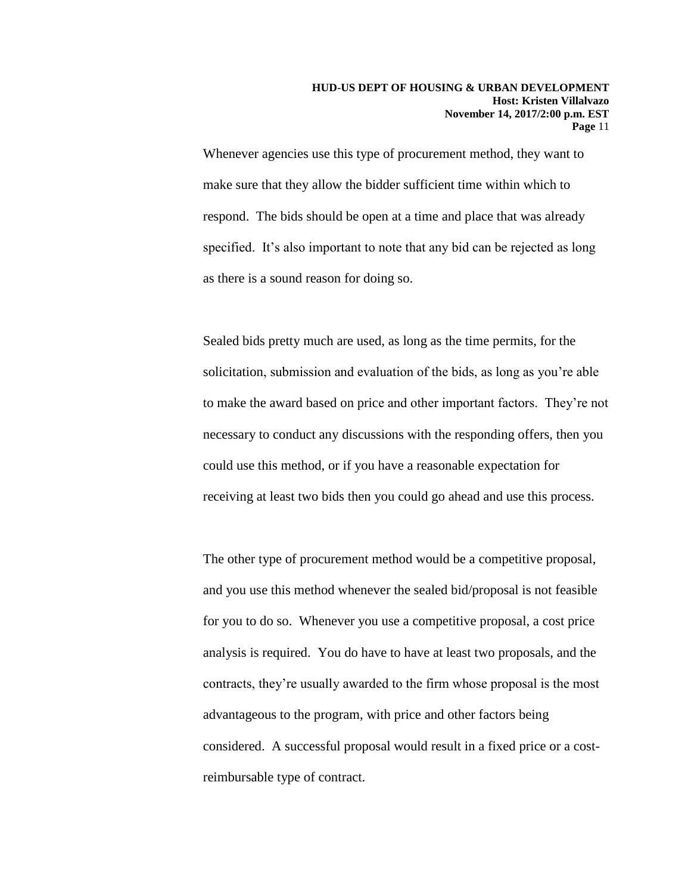Whenever agencies use this type of procurement method, they want to make sure that they allow the bidder sufficient time within which to respond. The bids should be open at a time and place that was already specified. It's also important to note that any bid can be rejected as long as there is a sound reason for doing so.

Sealed bids pretty much are used, as long as the time permits, for the solicitation, submission and evaluation of the bids, as long as you're able to make the award based on price and other important factors. They're not necessary to conduct any discussions with the responding offers, then you could use this method, or if you have a reasonable expectation for receiving at least two bids then you could go ahead and use this process.

The other type of procurement method would be a competitive proposal, and you use this method whenever the sealed bid/proposal is not feasible for you to do so. Whenever you use a competitive proposal, a cost price analysis is required. You do have to have at least two proposals, and the contracts, they're usually awarded to the firm whose proposal is the most advantageous to the program, with price and other factors being considered. A successful proposal would result in a fixed price or a cost-reimbursable type of contract.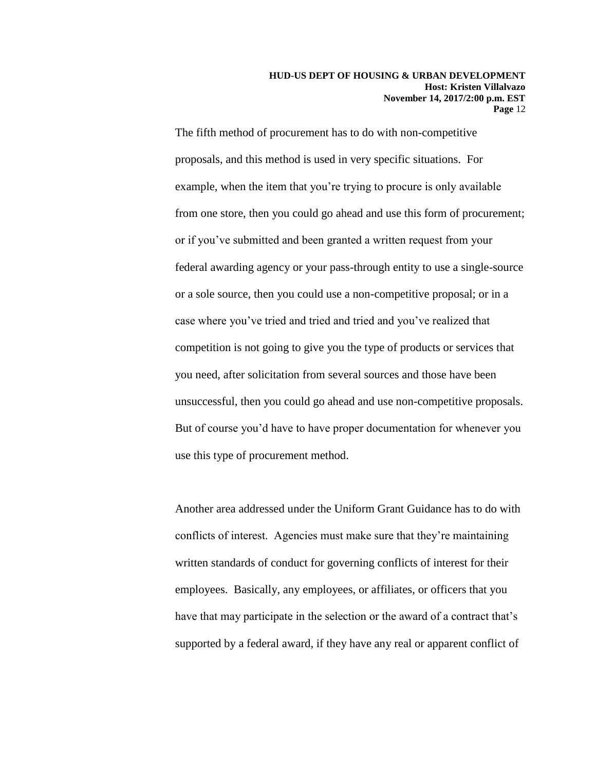The fifth method of procurement has to do with non-competitive proposals, and this method is used in very specific situations. For example, when the item that you're trying to procure is only available from one store, then you could go ahead and use this form of procurement; or if you've submitted and been granted a written request from your federal awarding agency or your pass-through entity to use a single-source or a sole source, then you could use a non-competitive proposal; or in a case where you've tried and tried and tried and you've realized that competition is not going to give you the type of products or services that you need, after solicitation from several sources and those have been unsuccessful, then you could go ahead and use non-competitive proposals. But of course you'd have to have proper documentation for whenever you use this type of procurement method.

Another area addressed under the Uniform Grant Guidance has to do with conflicts of interest. Agencies must make sure that they're maintaining written standards of conduct for governing conflicts of interest for their employees. Basically, any employees, or affiliates, or officers that you have that may participate in the selection or the award of a contract that's supported by a federal award, if they have any real or apparent conflict of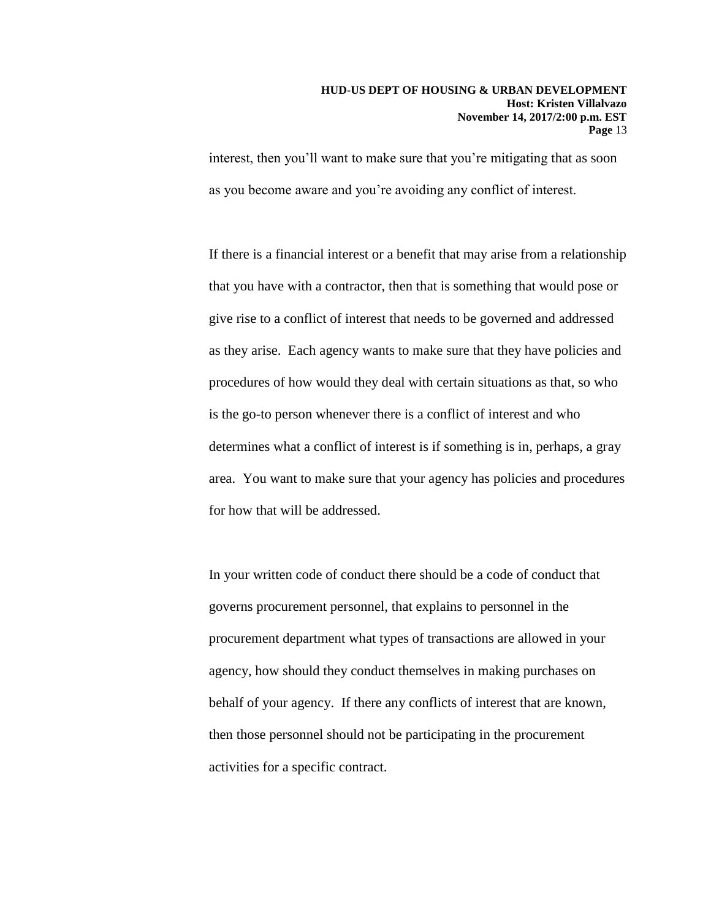interest, then you'll want to make sure that you're mitigating that as soon as you become aware and you're avoiding any conflict of interest.

If there is a financial interest or a benefit that may arise from a relationship that you have with a contractor, then that is something that would pose or give rise to a conflict of interest that needs to be governed and addressed as they arise. Each agency wants to make sure that they have policies and procedures of how would they deal with certain situations as that, so who is the go-to person whenever there is a conflict of interest and who determines what a conflict of interest is if something is in, perhaps, a gray area. You want to make sure that your agency has policies and procedures for how that will be addressed.

In your written code of conduct there should be a code of conduct that governs procurement personnel, that explains to personnel in the procurement department what types of transactions are allowed in your agency, how should they conduct themselves in making purchases on behalf of your agency. If there any conflicts of interest that are known, then those personnel should not be participating in the procurement activities for a specific contract.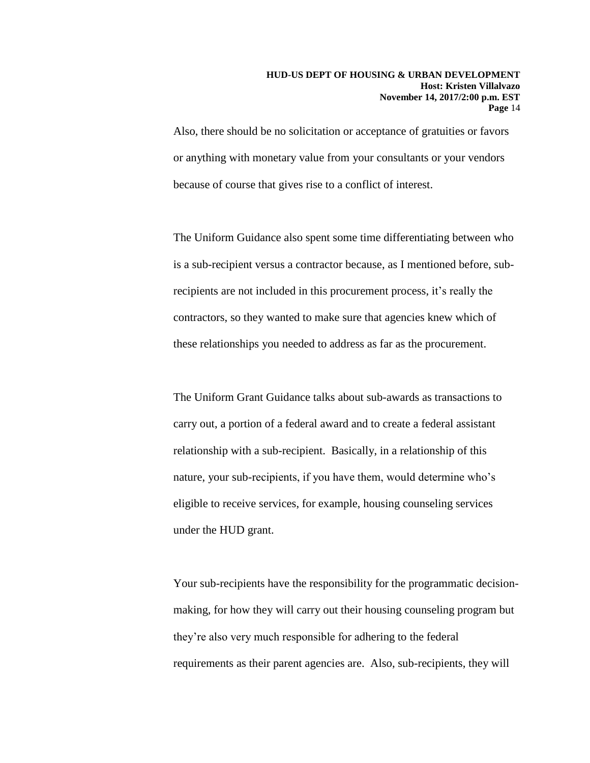Also, there should be no solicitation or acceptance of gratuities or favors or anything with monetary value from your consultants or your vendors because of course that gives rise to a conflict of interest.

The Uniform Guidance also spent some time differentiating between who is a sub-recipient versus a contractor because, as I mentioned before, sub-recipients are not included in this procurement process, it's really the contractors, so they wanted to make sure that agencies knew which of these relationships you needed to address as far as the procurement.

The Uniform Grant Guidance talks about sub-awards as transactions to carry out, a portion of a federal award and to create a federal assistant relationship with a sub-recipient. Basically, in a relationship of this nature, your sub-recipients, if you have them, would determine who's eligible to receive services, for example, housing counseling services under the HUD grant.

Your sub-recipients have the responsibility for the programmatic decision-making, for how they will carry out their housing counseling program but they're also very much responsible for adhering to the federal requirements as their parent agencies are. Also, sub-recipients, they will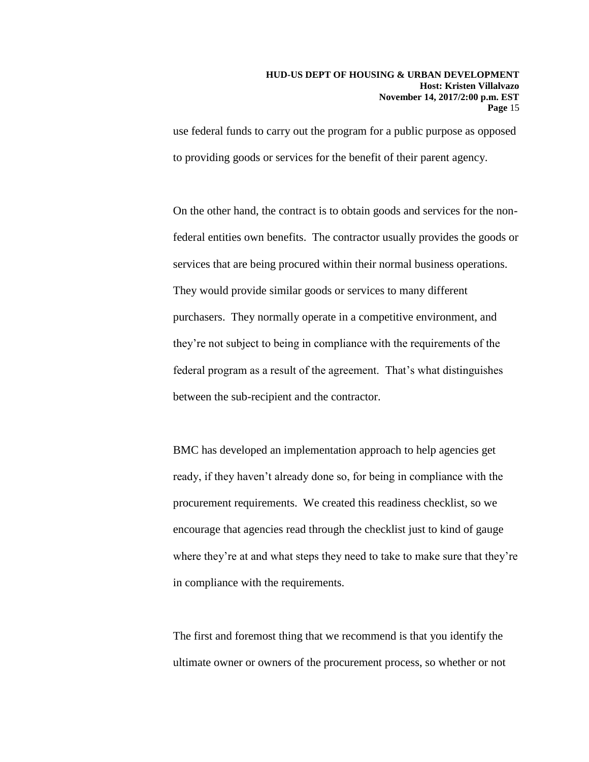use federal funds to carry out the program for a public purpose as opposed to providing goods or services for the benefit of their parent agency.

On the other hand, the contract is to obtain goods and services for the non-federal entities own benefits. The contractor usually provides the goods or services that are being procured within their normal business operations. They would provide similar goods or services to many different purchasers. They normally operate in a competitive environment, and they're not subject to being in compliance with the requirements of the federal program as a result of the agreement. That's what distinguishes between the sub-recipient and the contractor.

BMC has developed an implementation approach to help agencies get ready, if they haven't already done so, for being in compliance with the procurement requirements. We created this readiness checklist, so we encourage that agencies read through the checklist just to kind of gauge where they're at and what steps they need to take to make sure that they're in compliance with the requirements.

The first and foremost thing that we recommend is that you identify the ultimate owner or owners of the procurement process, so whether or not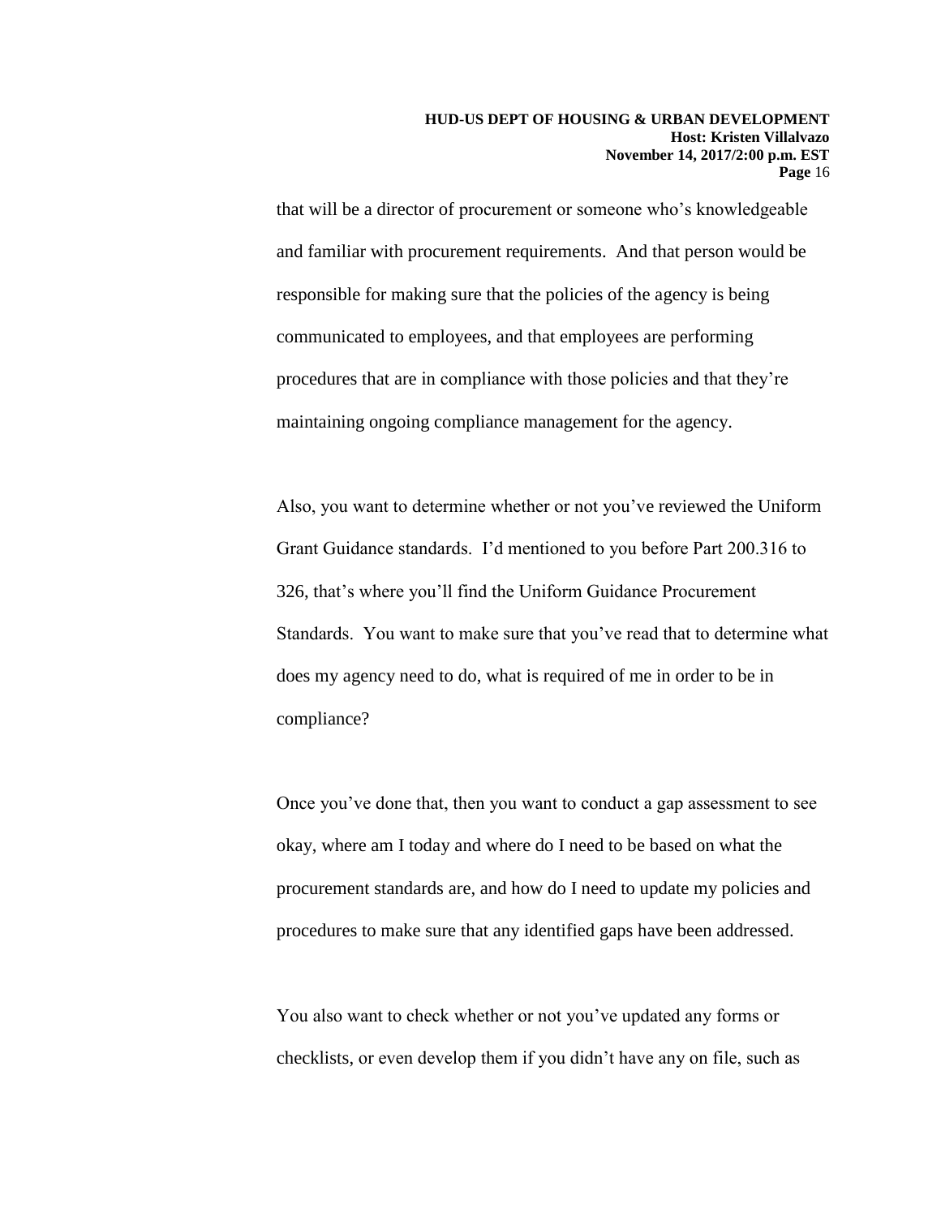that will be a director of procurement or someone who's knowledgeable and familiar with procurement requirements. And that person would be responsible for making sure that the policies of the agency is being communicated to employees, and that employees are performing procedures that are in compliance with those policies and that they're maintaining ongoing compliance management for the agency.

Also, you want to determine whether or not you've reviewed the Uniform Grant Guidance standards. I'd mentioned to you before Part 200.316 to 326, that's where you'll find the Uniform Guidance Procurement Standards. You want to make sure that you've read that to determine what does my agency need to do, what is required of me in order to be in compliance?

Once you've done that, then you want to conduct a gap assessment to see okay, where am I today and where do I need to be based on what the procurement standards are, and how do I need to update my policies and procedures to make sure that any identified gaps have been addressed.

You also want to check whether or not you've updated any forms or checklists, or even develop them if you didn't have any on file, such as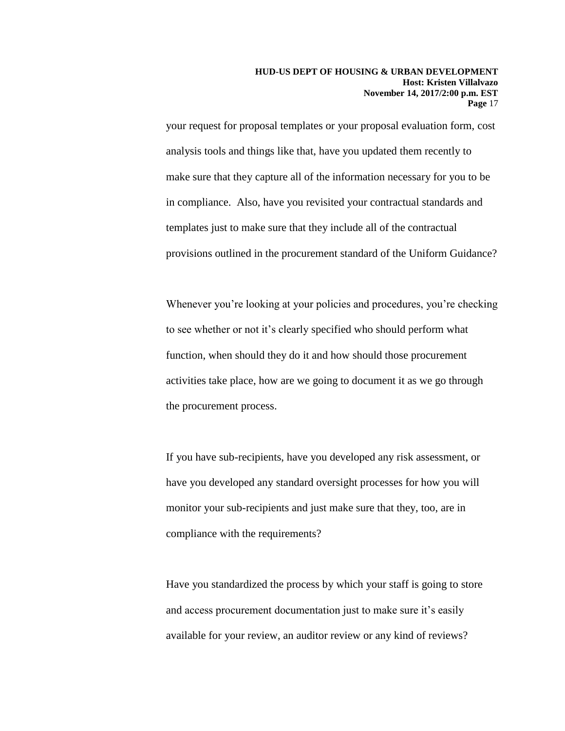your request for proposal templates or your proposal evaluation form, cost analysis tools and things like that, have you updated them recently to make sure that they capture all of the information necessary for you to be in compliance. Also, have you revisited your contractual standards and templates just to make sure that they include all of the contractual provisions outlined in the procurement standard of the Uniform Guidance?

Whenever you're looking at your policies and procedures, you're checking to see whether or not it's clearly specified who should perform what function, when should they do it and how should those procurement activities take place, how are we going to document it as we go through the procurement process.

If you have sub-recipients, have you developed any risk assessment, or have you developed any standard oversight processes for how you will monitor your sub-recipients and just make sure that they, too, are in compliance with the requirements?

Have you standardized the process by which your staff is going to store and access procurement documentation just to make sure it's easily available for your review, an auditor review or any kind of reviews?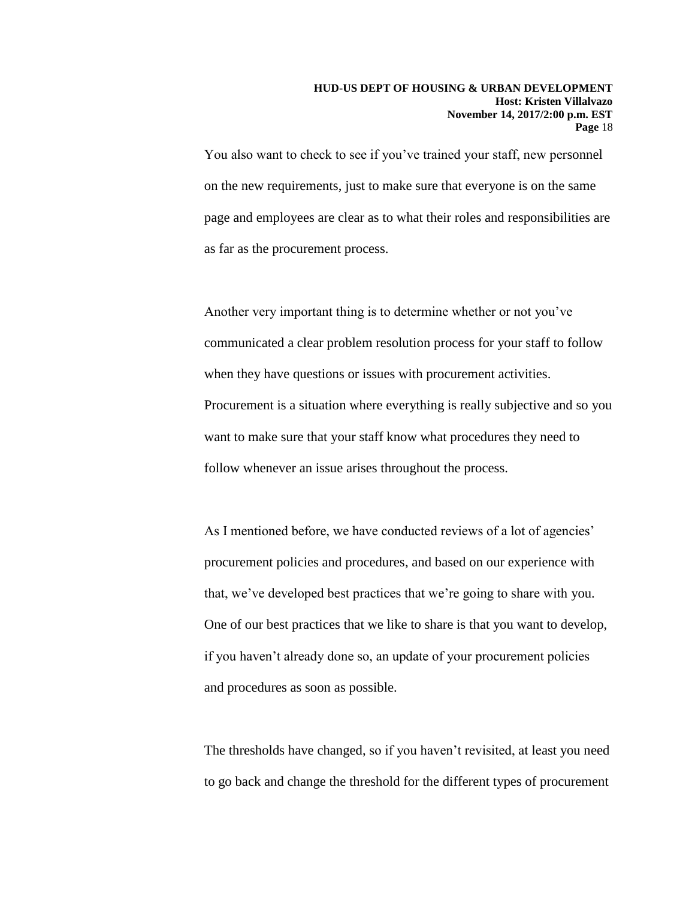You also want to check to see if you've trained your staff, new personnel on the new requirements, just to make sure that everyone is on the same page and employees are clear as to what their roles and responsibilities are as far as the procurement process.

Another very important thing is to determine whether or not you've communicated a clear problem resolution process for your staff to follow when they have questions or issues with procurement activities. Procurement is a situation where everything is really subjective and so you want to make sure that your staff know what procedures they need to follow whenever an issue arises throughout the process.

As I mentioned before, we have conducted reviews of a lot of agencies' procurement policies and procedures, and based on our experience with that, we've developed best practices that we're going to share with you. One of our best practices that we like to share is that you want to develop, if you haven't already done so, an update of your procurement policies and procedures as soon as possible.

The thresholds have changed, so if you haven't revisited, at least you need to go back and change the threshold for the different types of procurement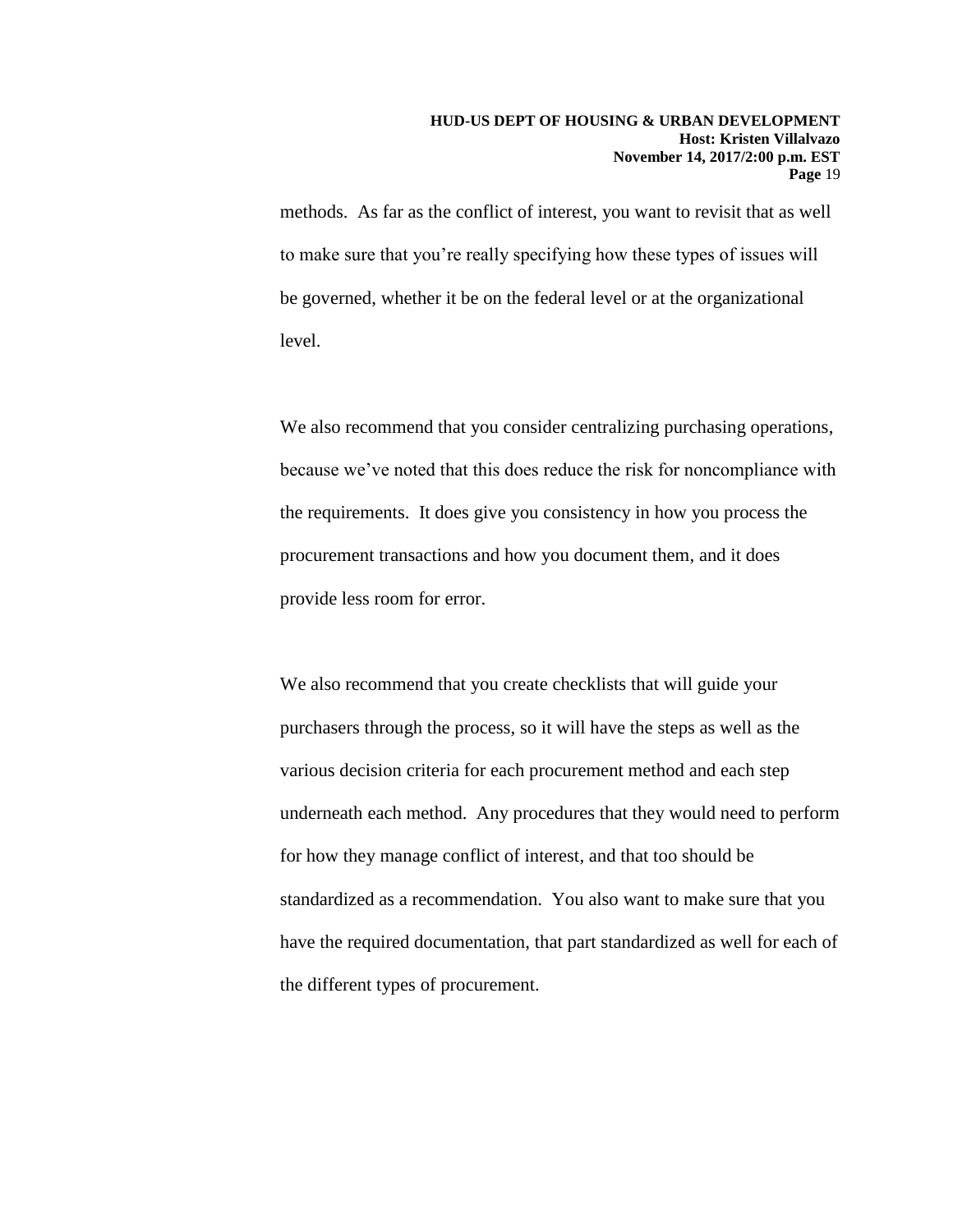methods. As far as the conflict of interest, you want to revisit that as well to make sure that you're really specifying how these types of issues will be governed, whether it be on the federal level or at the organizational level.

We also recommend that you consider centralizing purchasing operations, because we've noted that this does reduce the risk for noncompliance with the requirements. It does give you consistency in how you process the procurement transactions and how you document them, and it does provide less room for error.

We also recommend that you create checklists that will guide your purchasers through the process, so it will have the steps as well as the various decision criteria for each procurement method and each step underneath each method. Any procedures that they would need to perform for how they manage conflict of interest, and that too should be standardized as a recommendation. You also want to make sure that you have the required documentation, that part standardized as well for each of the different types of procurement.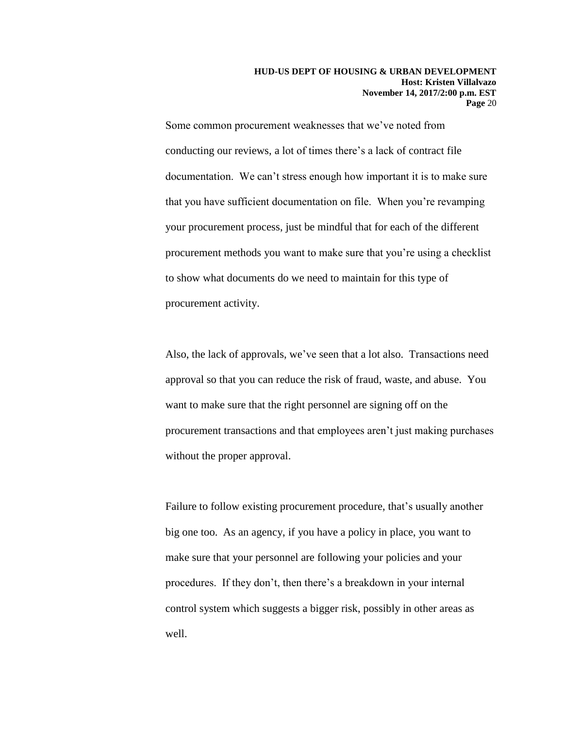Some common procurement weaknesses that we've noted from conducting our reviews, a lot of times there's a lack of contract file documentation. We can't stress enough how important it is to make sure that you have sufficient documentation on file. When you're revamping your procurement process, just be mindful that for each of the different procurement methods you want to make sure that you're using a checklist to show what documents do we need to maintain for this type of procurement activity.

Also, the lack of approvals, we've seen that a lot also. Transactions need approval so that you can reduce the risk of fraud, waste, and abuse. You want to make sure that the right personnel are signing off on the procurement transactions and that employees aren't just making purchases without the proper approval.

Failure to follow existing procurement procedure, that's usually another big one too. As an agency, if you have a policy in place, you want to make sure that your personnel are following your policies and your procedures. If they don't, then there's a breakdown in your internal control system which suggests a bigger risk, possibly in other areas as well.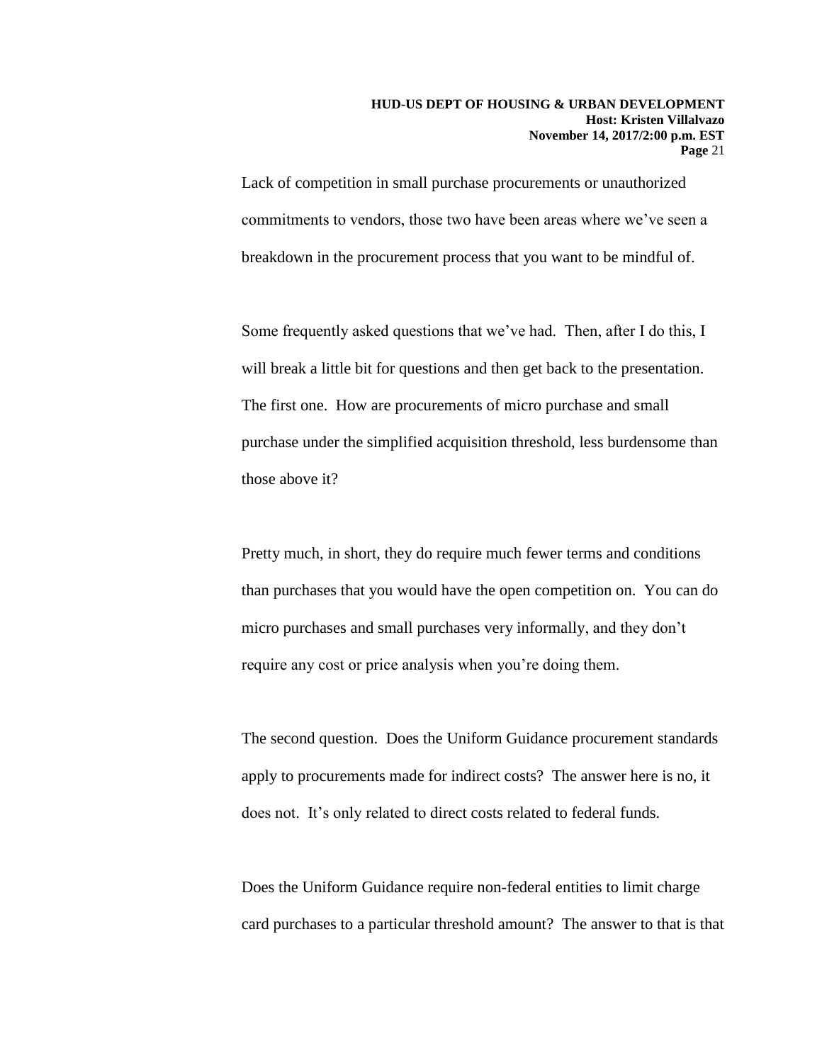Lack of competition in small purchase procurements or unauthorized commitments to vendors, those two have been areas where we've seen a breakdown in the procurement process that you want to be mindful of.

Some frequently asked questions that we've had. Then, after I do this, I will break a little bit for questions and then get back to the presentation. The first one. How are procurements of micro purchase and small purchase under the simplified acquisition threshold, less burdensome than those above it?

Pretty much, in short, they do require much fewer terms and conditions than purchases that you would have the open competition on. You can do micro purchases and small purchases very informally, and they don't require any cost or price analysis when you're doing them.

The second question. Does the Uniform Guidance procurement standards apply to procurements made for indirect costs? The answer here is no, it does not. It's only related to direct costs related to federal funds.

Does the Uniform Guidance require non-federal entities to limit charge card purchases to a particular threshold amount? The answer to that is that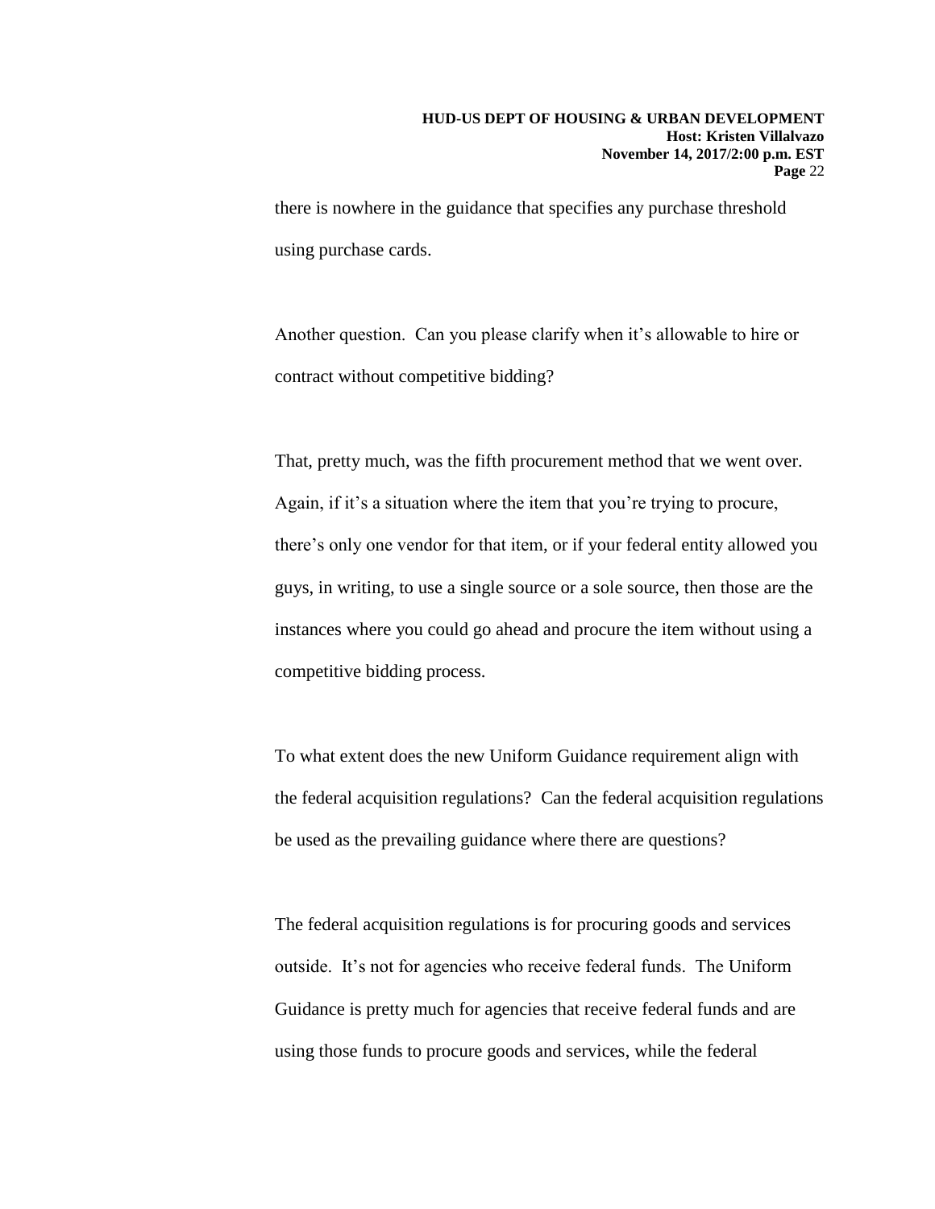there is nowhere in the guidance that specifies any purchase threshold using purchase cards.

Another question. Can you please clarify when it's allowable to hire or contract without competitive bidding?

That, pretty much, was the fifth procurement method that we went over. Again, if it's a situation where the item that you're trying to procure, there's only one vendor for that item, or if your federal entity allowed you guys, in writing, to use a single source or a sole source, then those are the instances where you could go ahead and procure the item without using a competitive bidding process.

To what extent does the new Uniform Guidance requirement align with the federal acquisition regulations? Can the federal acquisition regulations be used as the prevailing guidance where there are questions?

The federal acquisition regulations is for procuring goods and services outside. It's not for agencies who receive federal funds. The Uniform Guidance is pretty much for agencies that receive federal funds and are using those funds to procure goods and services, while the federal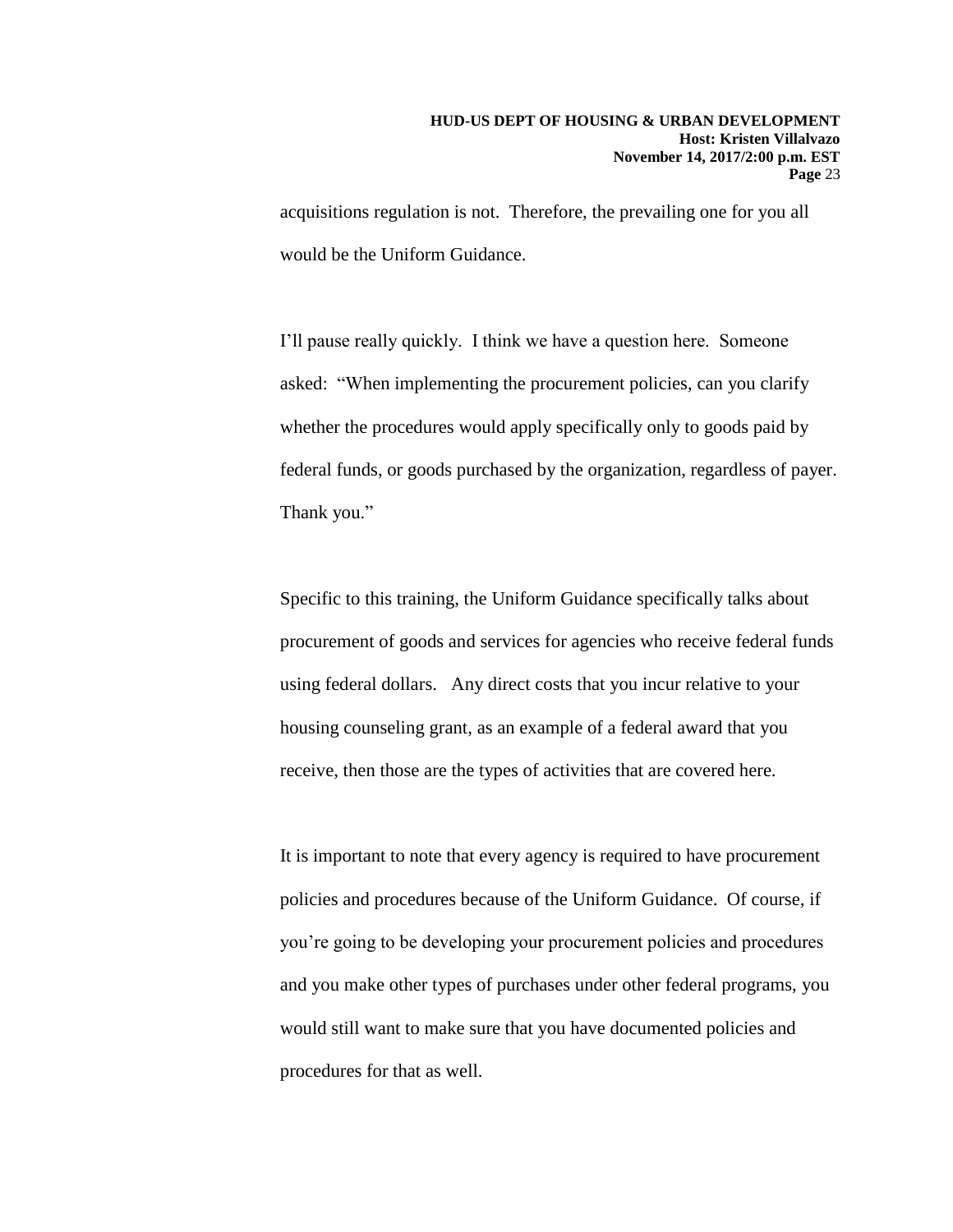acquisitions regulation is not. Therefore, the prevailing one for you all would be the Uniform Guidance.

I'll pause really quickly. I think we have a question here. Someone asked: "When implementing the procurement policies, can you clarify whether the procedures would apply specifically only to goods paid by federal funds, or goods purchased by the organization, regardless of payer. Thank you."

Specific to this training, the Uniform Guidance specifically talks about procurement of goods and services for agencies who receive federal funds using federal dollars. Any direct costs that you incur relative to your housing counseling grant, as an example of a federal award that you receive, then those are the types of activities that are covered here.

It is important to note that every agency is required to have procurement policies and procedures because of the Uniform Guidance. Of course, if you're going to be developing your procurement policies and procedures and you make other types of purchases under other federal programs, you would still want to make sure that you have documented policies and procedures for that as well.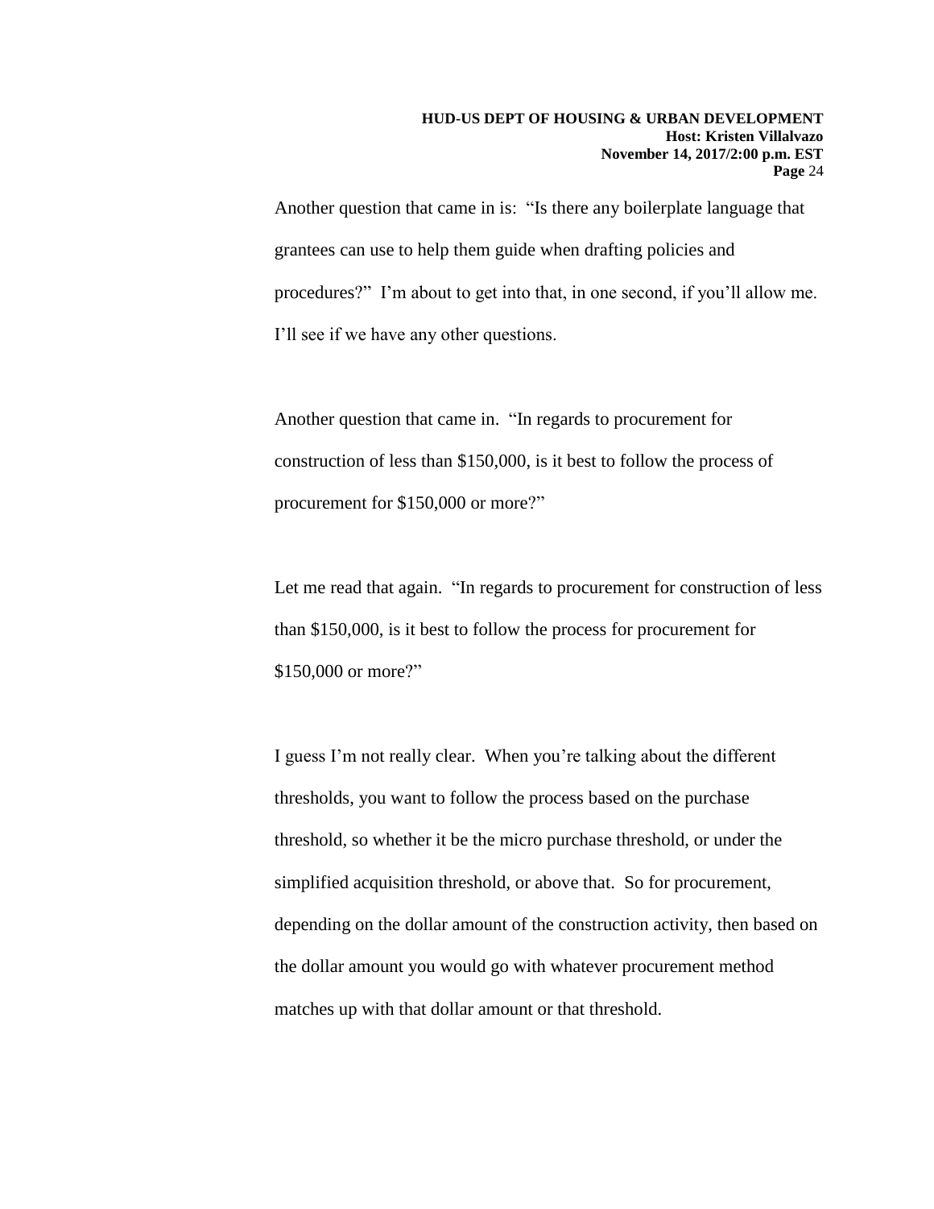Another question that came in is: "Is there any boilerplate language that grantees can use to help them guide when drafting policies and procedures?" I'm about to get into that, in one second, if you'll allow me. I'll see if we have any other questions.

Another question that came in. "In regards to procurement for construction of less than $150,000, is it best to follow the process of procurement for $150,000 or more?"

Let me read that again. "In regards to procurement for construction of less than $150,000, is it best to follow the process for procurement for $150,000 or more?"

I guess I'm not really clear. When you're talking about the different thresholds, you want to follow the process based on the purchase threshold, so whether it be the micro purchase threshold, or under the simplified acquisition threshold, or above that. So for procurement, depending on the dollar amount of the construction activity, then based on the dollar amount you would go with whatever procurement method matches up with that dollar amount or that threshold.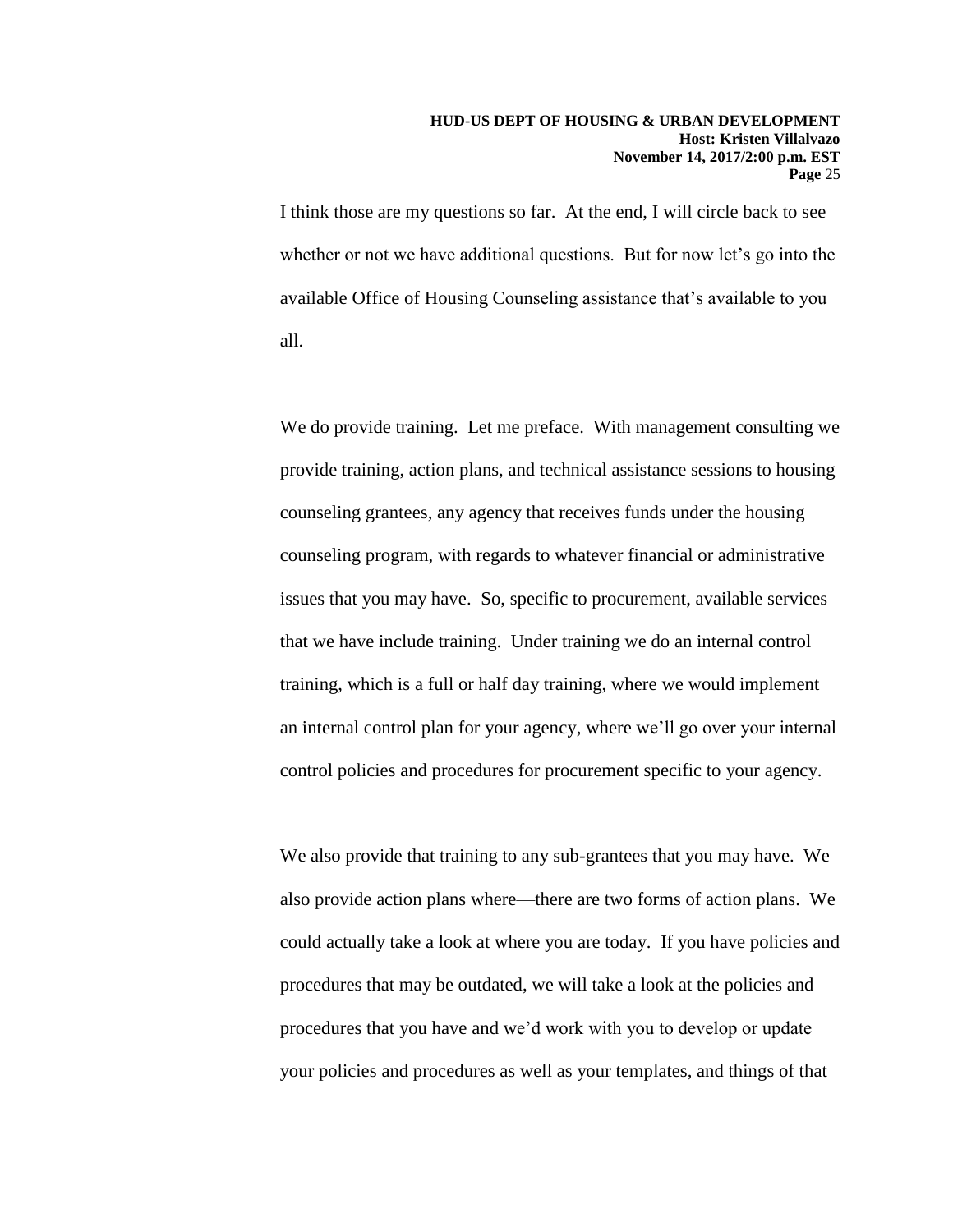I think those are my questions so far. At the end, I will circle back to see whether or not we have additional questions. But for now let's go into the available Office of Housing Counseling assistance that's available to you all.

We do provide training. Let me preface. With management consulting we provide training, action plans, and technical assistance sessions to housing counseling grantees, any agency that receives funds under the housing counseling program, with regards to whatever financial or administrative issues that you may have. So, specific to procurement, available services that we have include training. Under training we do an internal control training, which is a full or half day training, where we would implement an internal control plan for your agency, where we'll go over your internal control policies and procedures for procurement specific to your agency.

We also provide that training to any sub-grantees that you may have. We also provide action plans where—there are two forms of action plans. We could actually take a look at where you are today. If you have policies and procedures that may be outdated, we will take a look at the policies and procedures that you have and we'd work with you to develop or update your policies and procedures as well as your templates, and things of that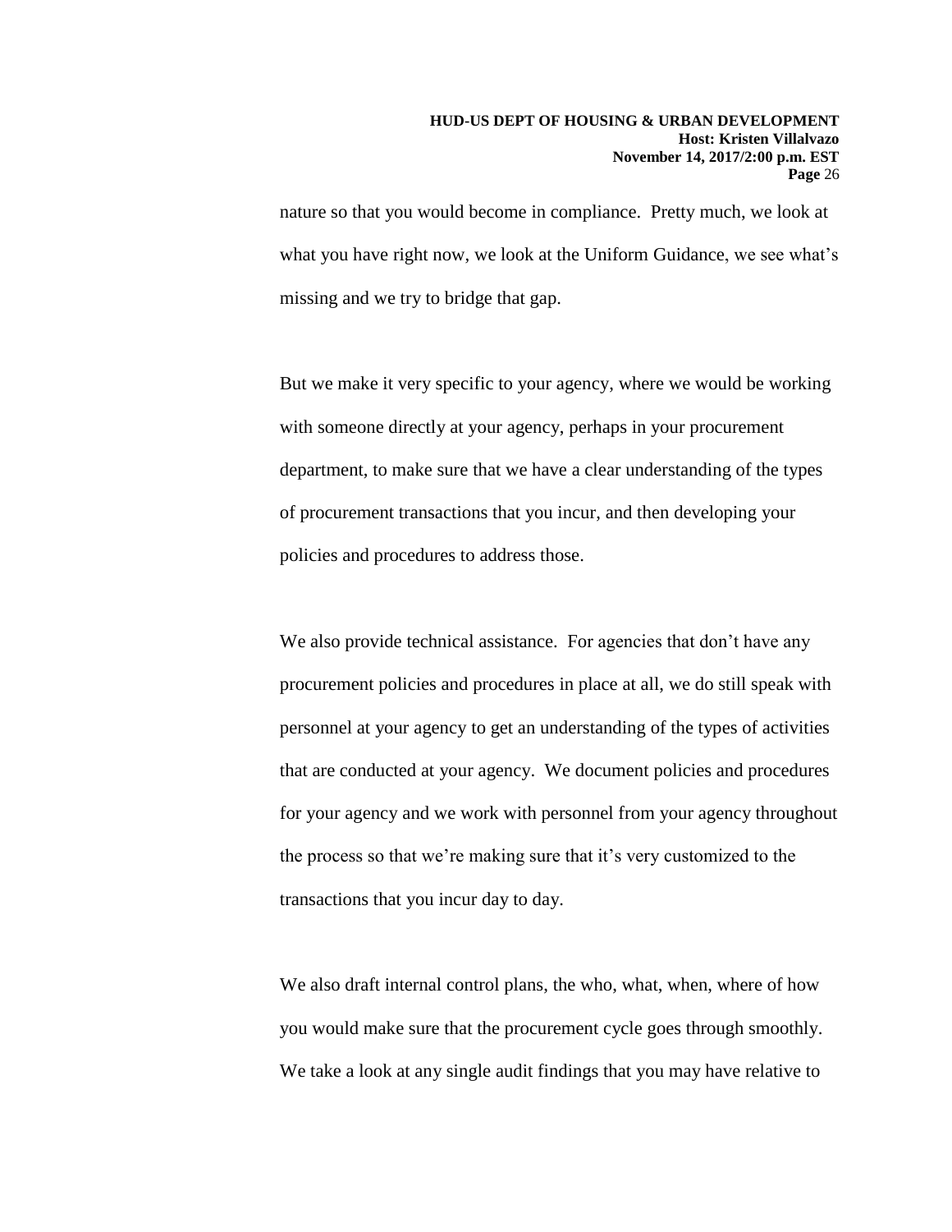nature so that you would become in compliance. Pretty much, we look at what you have right now, we look at the Uniform Guidance, we see what's missing and we try to bridge that gap.

But we make it very specific to your agency, where we would be working with someone directly at your agency, perhaps in your procurement department, to make sure that we have a clear understanding of the types of procurement transactions that you incur, and then developing your policies and procedures to address those.

We also provide technical assistance. For agencies that don't have any procurement policies and procedures in place at all, we do still speak with personnel at your agency to get an understanding of the types of activities that are conducted at your agency. We document policies and procedures for your agency and we work with personnel from your agency throughout the process so that we're making sure that it's very customized to the transactions that you incur day to day.

We also draft internal control plans, the who, what, when, where of how you would make sure that the procurement cycle goes through smoothly. We take a look at any single audit findings that you may have relative to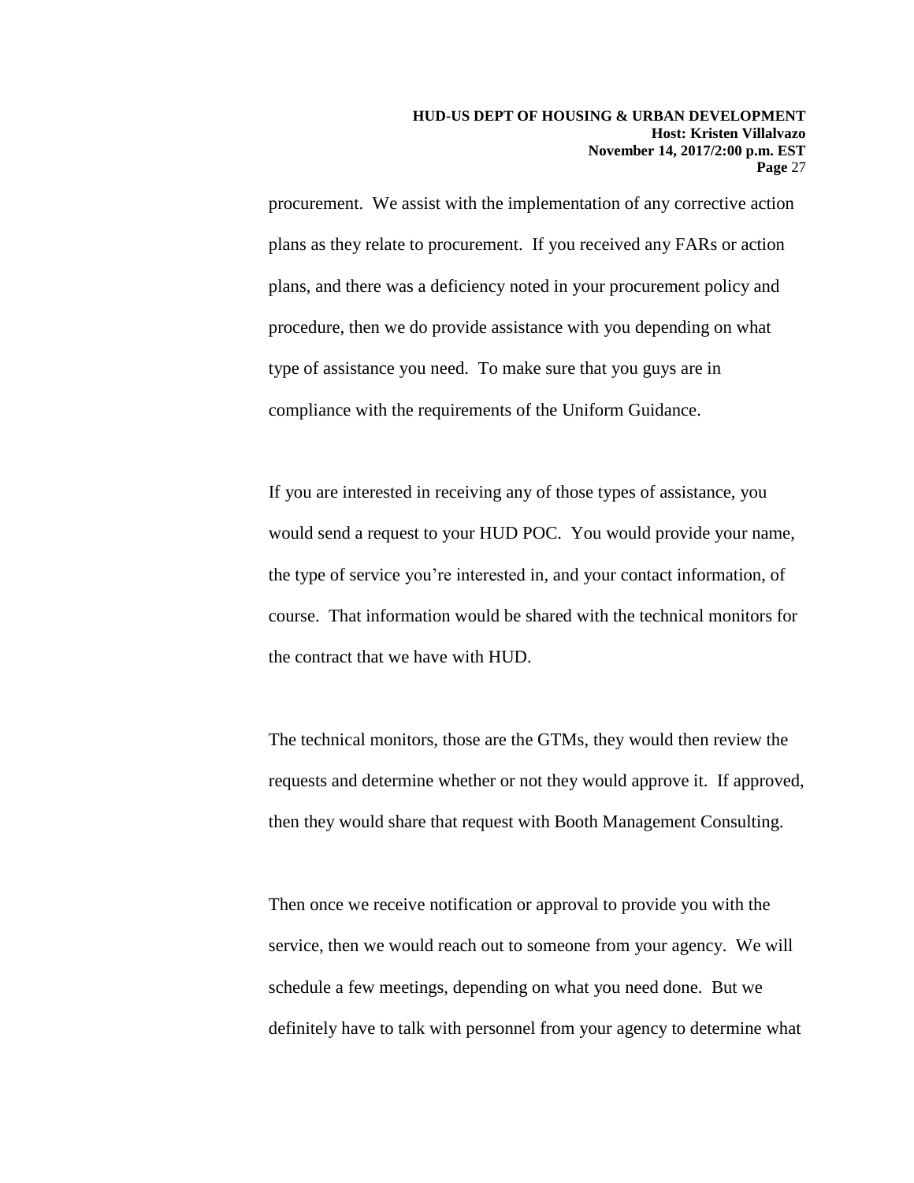procurement. We assist with the implementation of any corrective action plans as they relate to procurement. If you received any FARs or action plans, and there was a deficiency noted in your procurement policy and procedure, then we do provide assistance with you depending on what type of assistance you need. To make sure that you guys are in compliance with the requirements of the Uniform Guidance.

If you are interested in receiving any of those types of assistance, you would send a request to your HUD POC. You would provide your name, the type of service you're interested in, and your contact information, of course. That information would be shared with the technical monitors for the contract that we have with HUD.

The technical monitors, those are the GTMs, they would then review the requests and determine whether or not they would approve it. If approved, then they would share that request with Booth Management Consulting.

Then once we receive notification or approval to provide you with the service, then we would reach out to someone from your agency. We will schedule a few meetings, depending on what you need done. But we definitely have to talk with personnel from your agency to determine what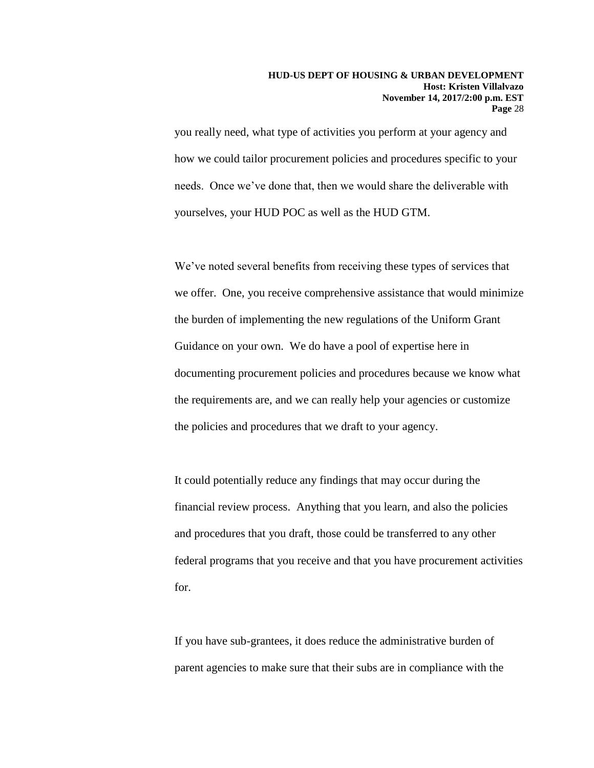you really need, what type of activities you perform at your agency and how we could tailor procurement policies and procedures specific to your needs. Once we've done that, then we would share the deliverable with yourselves, your HUD POC as well as the HUD GTM.

We've noted several benefits from receiving these types of services that we offer. One, you receive comprehensive assistance that would minimize the burden of implementing the new regulations of the Uniform Grant Guidance on your own. We do have a pool of expertise here in documenting procurement policies and procedures because we know what the requirements are, and we can really help your agencies or customize the policies and procedures that we draft to your agency.

It could potentially reduce any findings that may occur during the financial review process. Anything that you learn, and also the policies and procedures that you draft, those could be transferred to any other federal programs that you receive and that you have procurement activities for.

If you have sub-grantees, it does reduce the administrative burden of parent agencies to make sure that their subs are in compliance with the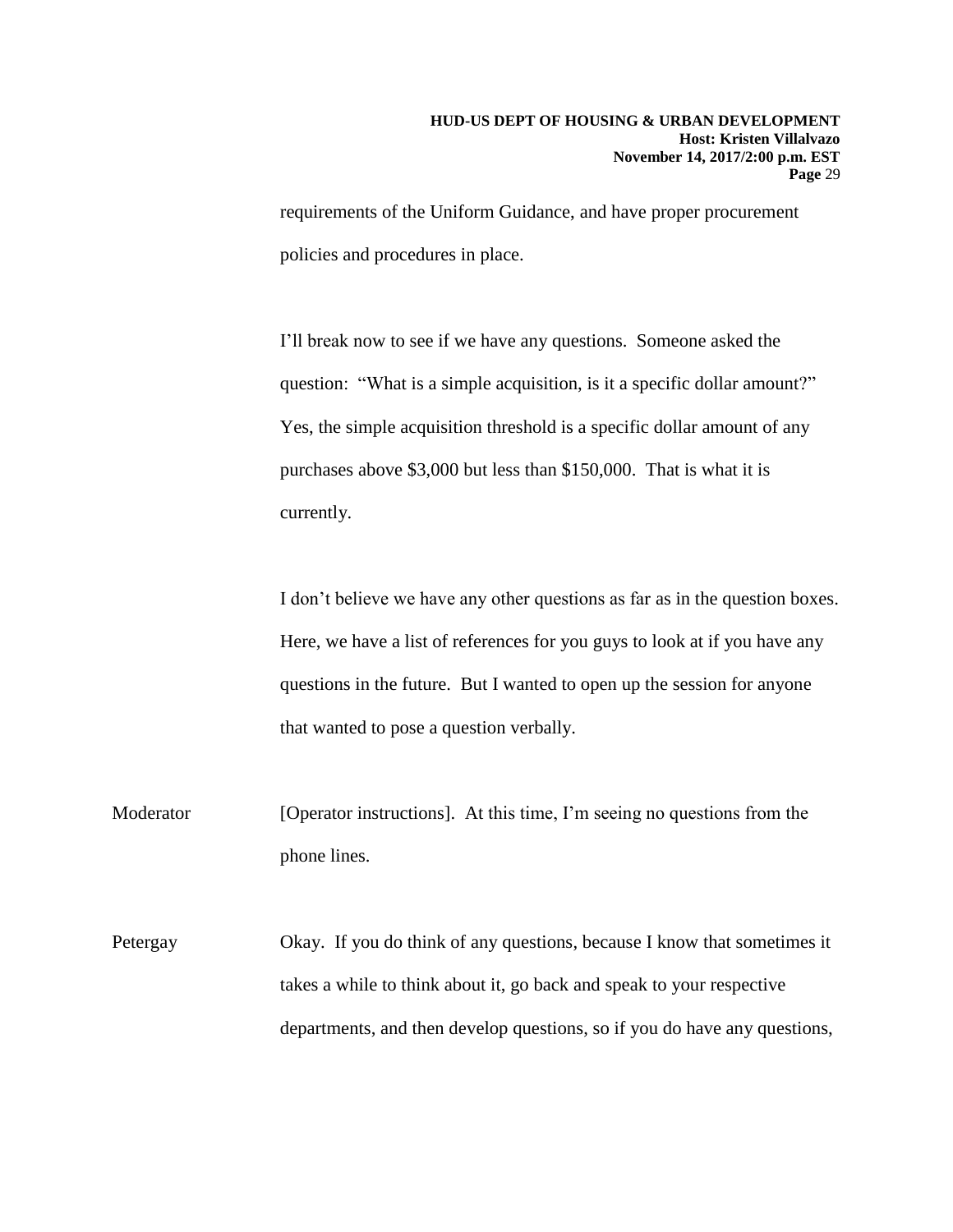requirements of the Uniform Guidance, and have proper procurement policies and procedures in place.

I'll break now to see if we have any questions. Someone asked the question: "What is a simple acquisition, is it a specific dollar amount?" Yes, the simple acquisition threshold is a specific dollar amount of any purchases above $3,000 but less than $150,000. That is what it is currently.

I don't believe we have any other questions as far as in the question boxes. Here, we have a list of references for you guys to look at if you have any questions in the future. But I wanted to open up the session for anyone that wanted to pose a question verbally.

Moderator [Operator instructions]. At this time, I'm seeing no questions from the phone lines.

Petergay Okay. If you do think of any questions, because I know that sometimes it takes a while to think about it, go back and speak to your respective departments, and then develop questions, so if you do have any questions,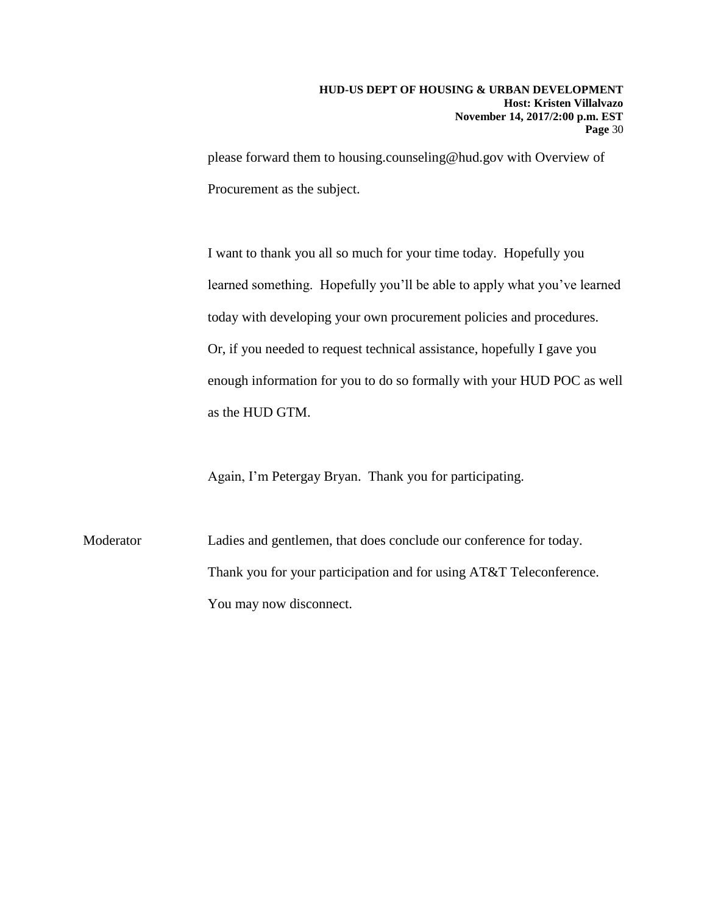please forward them to housing.counseling@hud.gov with Overview of Procurement as the subject.

I want to thank you all so much for your time today. Hopefully you learned something. Hopefully you'll be able to apply what you've learned today with developing your own procurement policies and procedures. Or, if you needed to request technical assistance, hopefully I gave you enough information for you to do so formally with your HUD POC as well as the HUD GTM.

Again, I'm Petergay Bryan. Thank you for participating.

Moderator: Ladies and gentlemen, that does conclude our conference for today. Thank you for your participation and for using AT&T Teleconference. You may now disconnect.